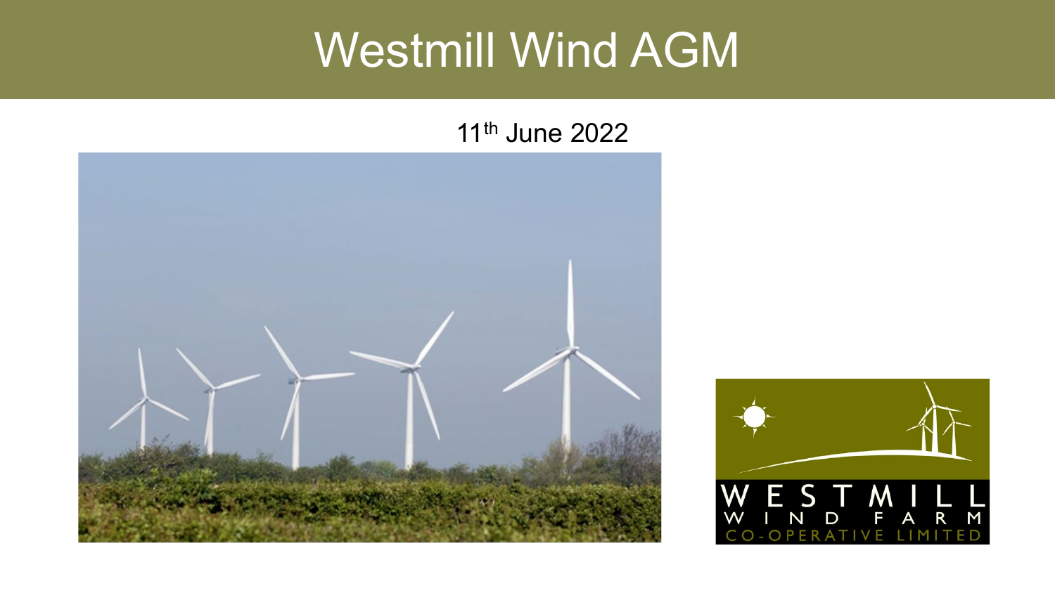# Westmill Wind AGM

11th June 2022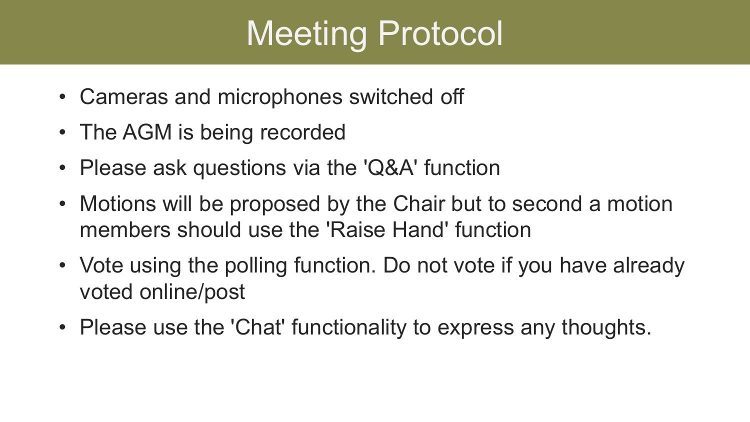# Meeting Protocol

- Cameras and microphones switched off
- The AGM is being recorded
- Please ask questions via the 'Q&A' function
- Motions will be proposed by the Chair but to second a motion members should use the 'Raise Hand' function
- Vote using the polling function. Do not vote if you have already voted online/post
- Please use the 'Chat' functionality to express any thoughts.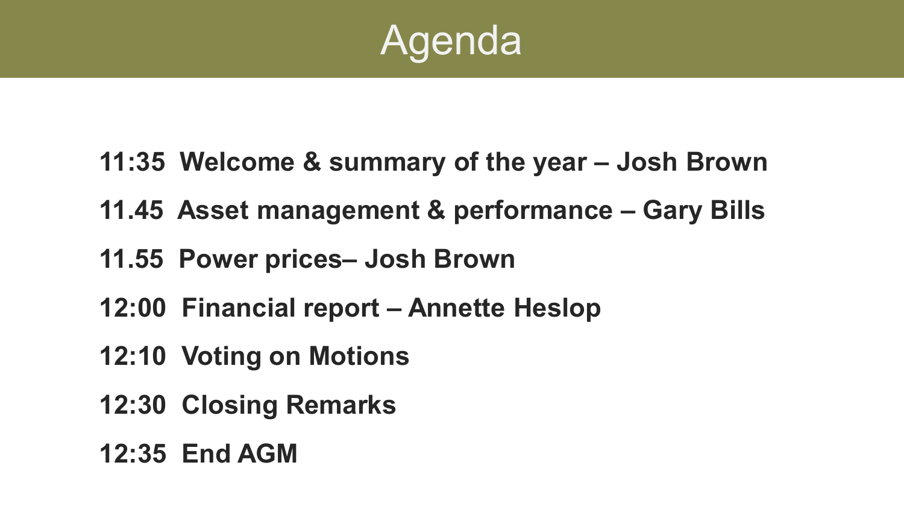# Agenda

**11:35 Welcome & summary of the year – Josh Brown**

**11.45 Asset management & performance – Gary Bills**

**11.55 Power prices– Josh Brown**

**12:00 Financial report – Annette Heslop**

**12:10 Voting on Motions**

**12:30 Closing Remarks**

**12:35 End AGM**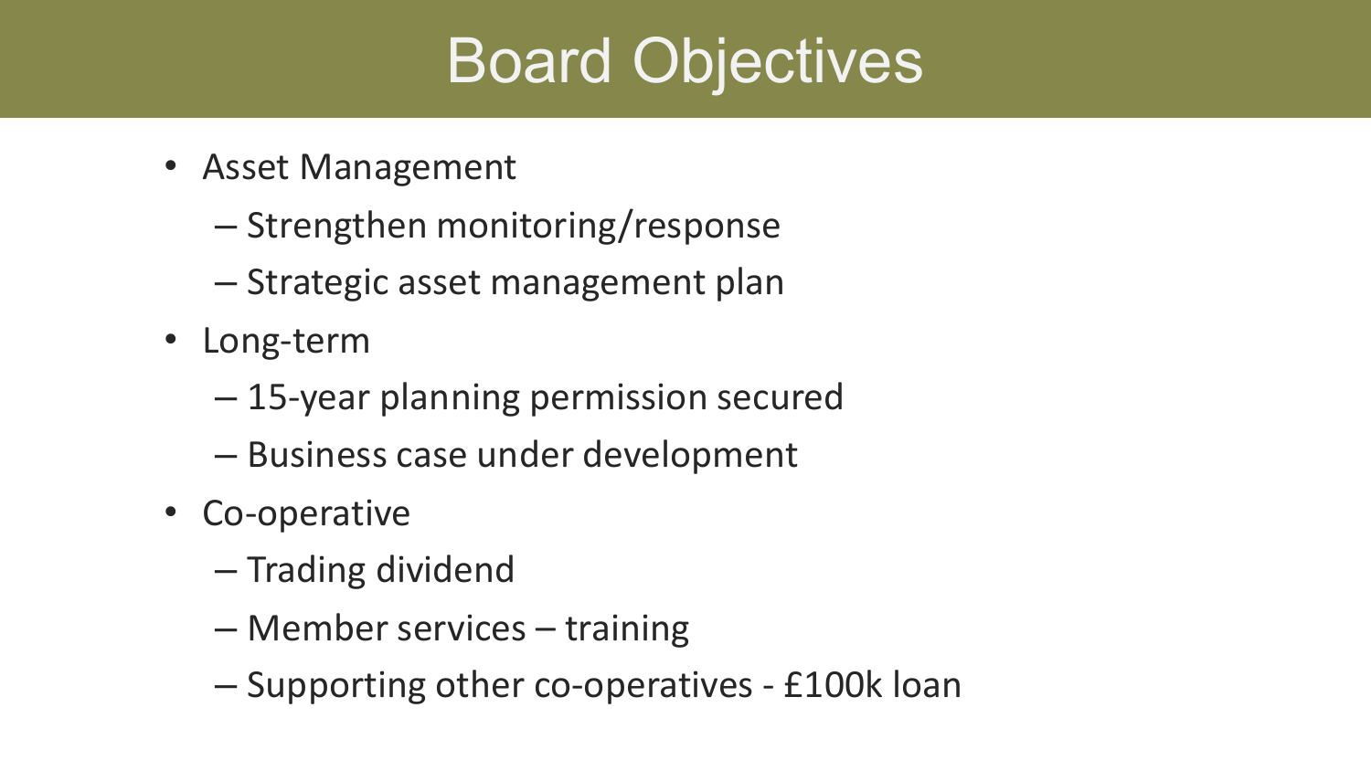# Board Objectives

- Asset Management
  - Strengthen monitoring/response
  - Strategic asset management plan
- Long-term
  - 15-year planning permission secured
  - Business case under development
- Co-operative
  - Trading dividend
  - Member services – training
  - Supporting other co-operatives - £100k loan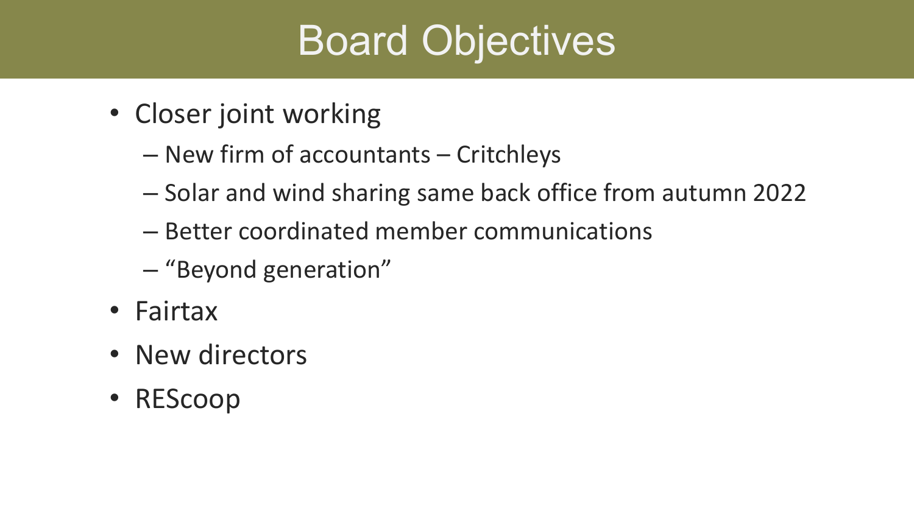# Board Objectives

- Closer joint working
  - New firm of accountants – Critchleys
  - Solar and wind sharing same back office from autumn 2022
  - Better coordinated member communications
  - "Beyond generation"
- Fairtax
- New directors
- REScoop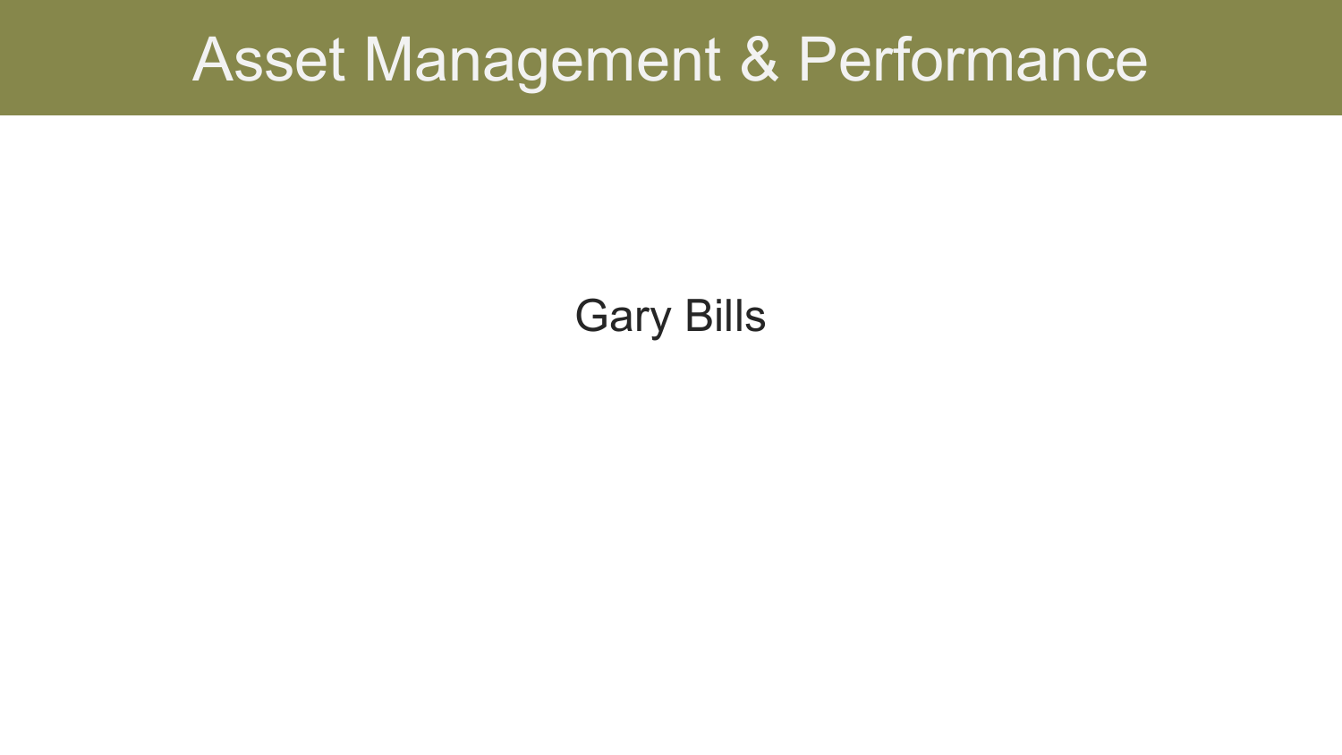# Asset Management & Performance

Gary Bills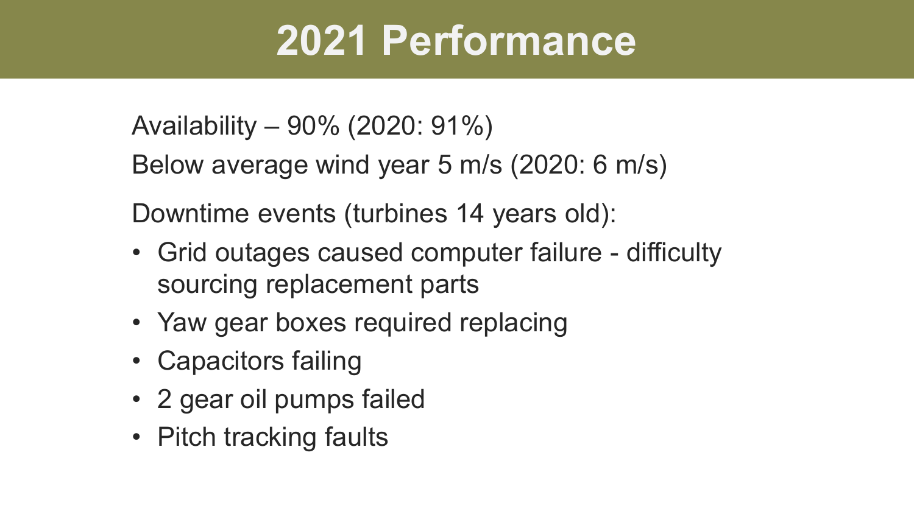# 2021 Performance

Availability – 90% (2020: 91%)

Below average wind year 5 m/s (2020: 6 m/s)

Downtime events (turbines 14 years old):

- Grid outages caused computer failure - difficulty sourcing replacement parts
- Yaw gear boxes required replacing
- Capacitors failing
- 2 gear oil pumps failed
- Pitch tracking faults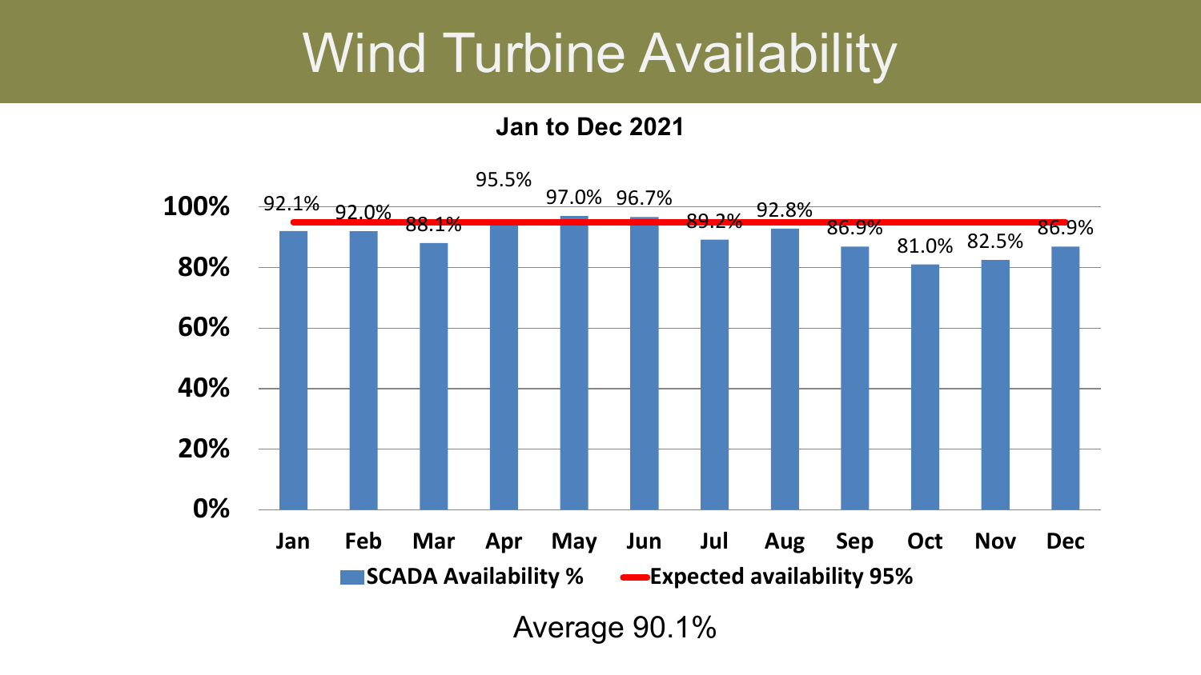# Wind Turbine Availability

**Jan to Dec 2021**

| Month | SCADA Availability % | Expected availability 95% |
|---|---|---|
| Jan | 92.1% | 95% |
| Feb | 92.0% | 95% |
| Mar | 88.1% | 95% |
| Apr | 95.5% | 95% |
| May | 97.0% | 95% |
| Jun | 96.7% | 95% |
| Jul | 89.2% | 95% |
| Aug | 92.8% | 95% |
| Sep | 86.9% | 95% |
| Oct | 81.0% | 95% |
| Nov | 82.5% | 95% |
| Dec | 86.9% | 95% |

Average 90.1%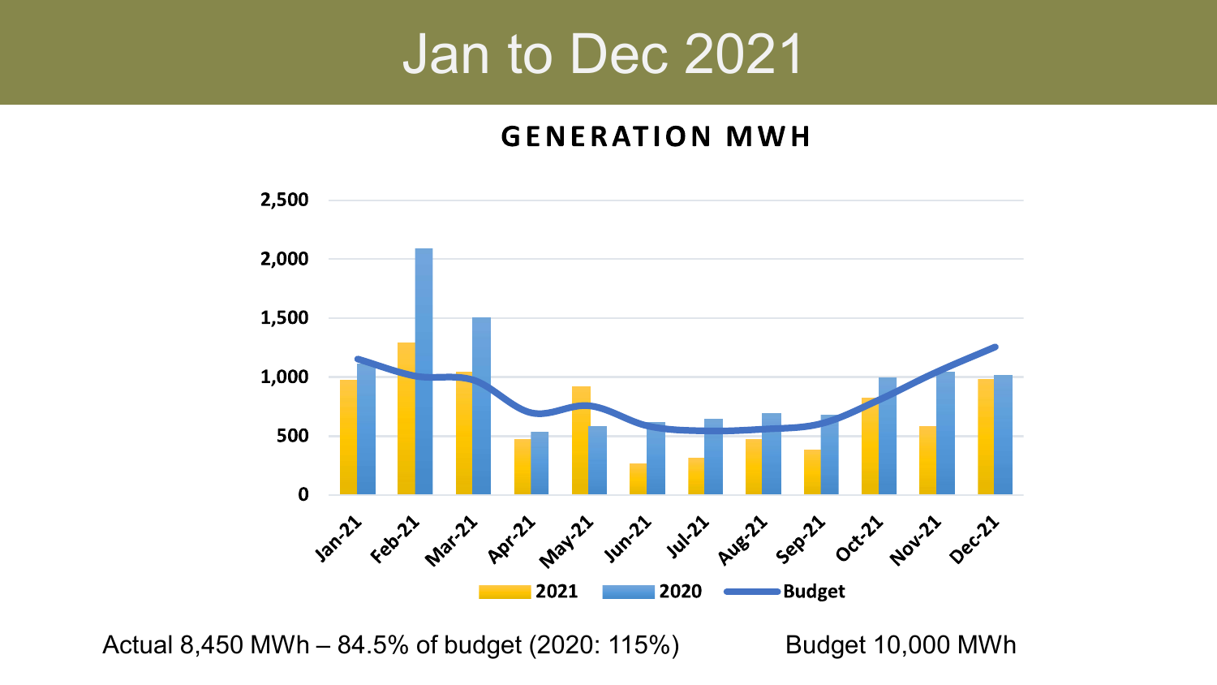# Jan to Dec 2021

**GENERATION MWH**

Actual 8,450 MWh – 84.5% of budget (2020: 115%)

Budget 10,000 MWh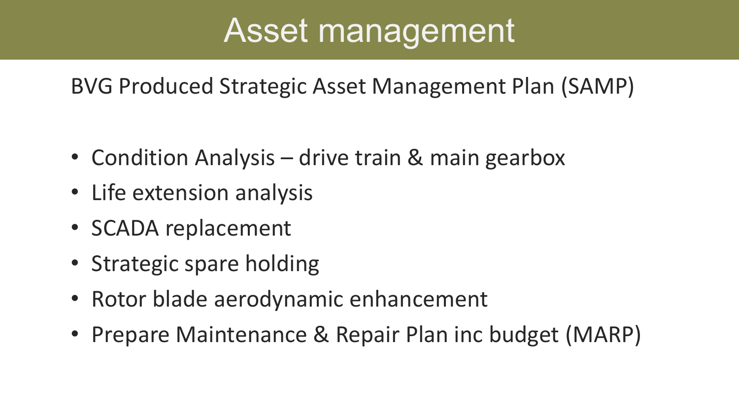# Asset management

BVG Produced Strategic Asset Management Plan (SAMP)

- Condition Analysis – drive train & main gearbox
- Life extension analysis
- SCADA replacement
- Strategic spare holding
- Rotor blade aerodynamic enhancement
- Prepare Maintenance & Repair Plan inc budget (MARP)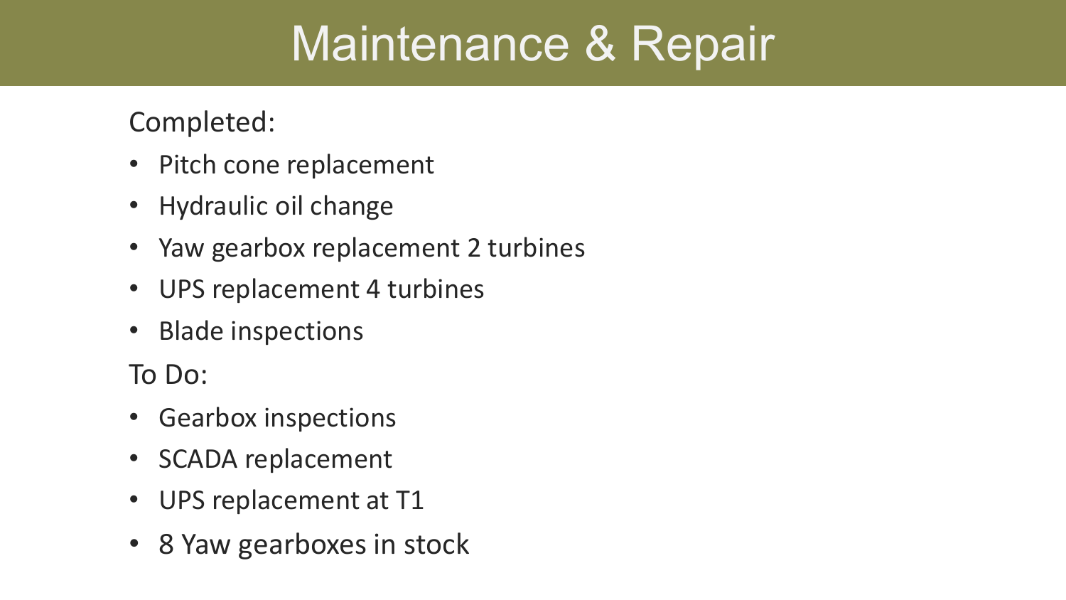# Maintenance & Repair

Completed:

- Pitch cone replacement
- Hydraulic oil change
- Yaw gearbox replacement 2 turbines
- UPS replacement 4 turbines
- Blade inspections

To Do:

- Gearbox inspections
- SCADA replacement
- UPS replacement at T1
- 8 Yaw gearboxes in stock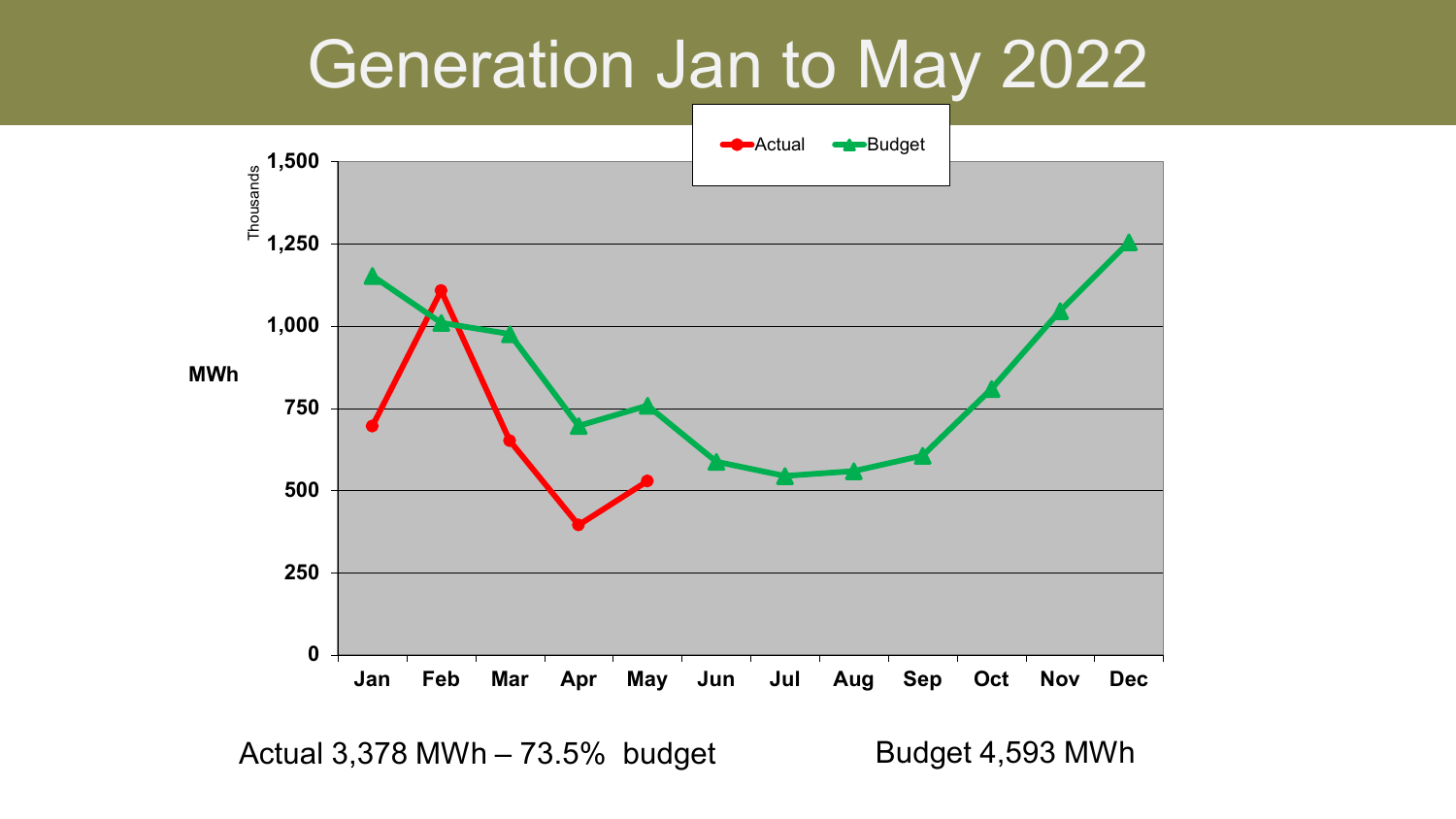# Generation Jan to May 2022

Actual 3,378 MWh – 73.5% budget

Budget 4,593 MWh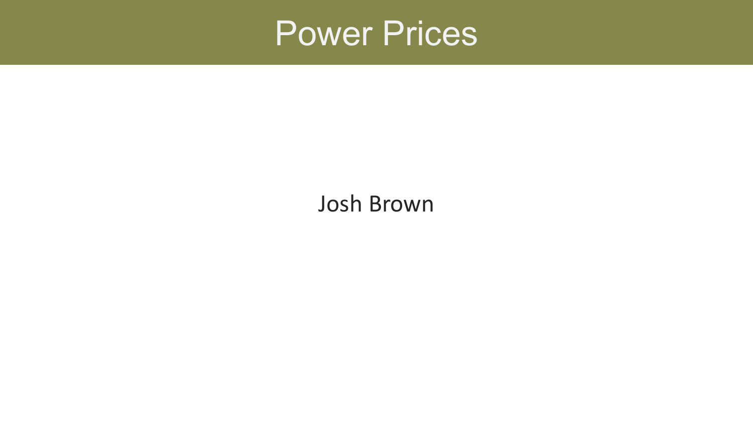# Power Prices

Josh Brown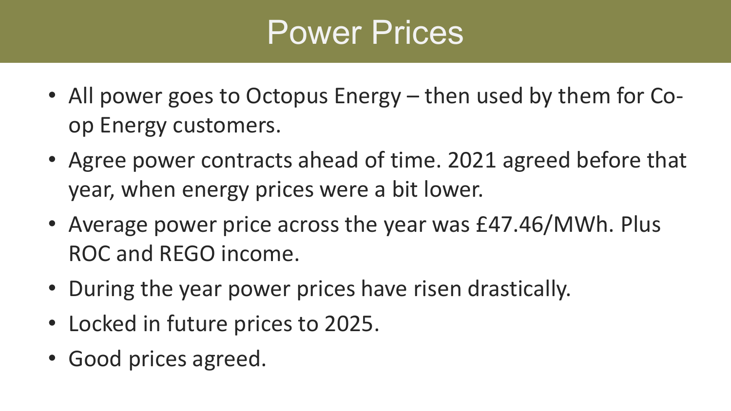# Power Prices

- All power goes to Octopus Energy – then used by them for Co-op Energy customers.
- Agree power contracts ahead of time. 2021 agreed before that year, when energy prices were a bit lower.
- Average power price across the year was £47.46/MWh. Plus ROC and REGO income.
- During the year power prices have risen drastically.
- Locked in future prices to 2025.
- Good prices agreed.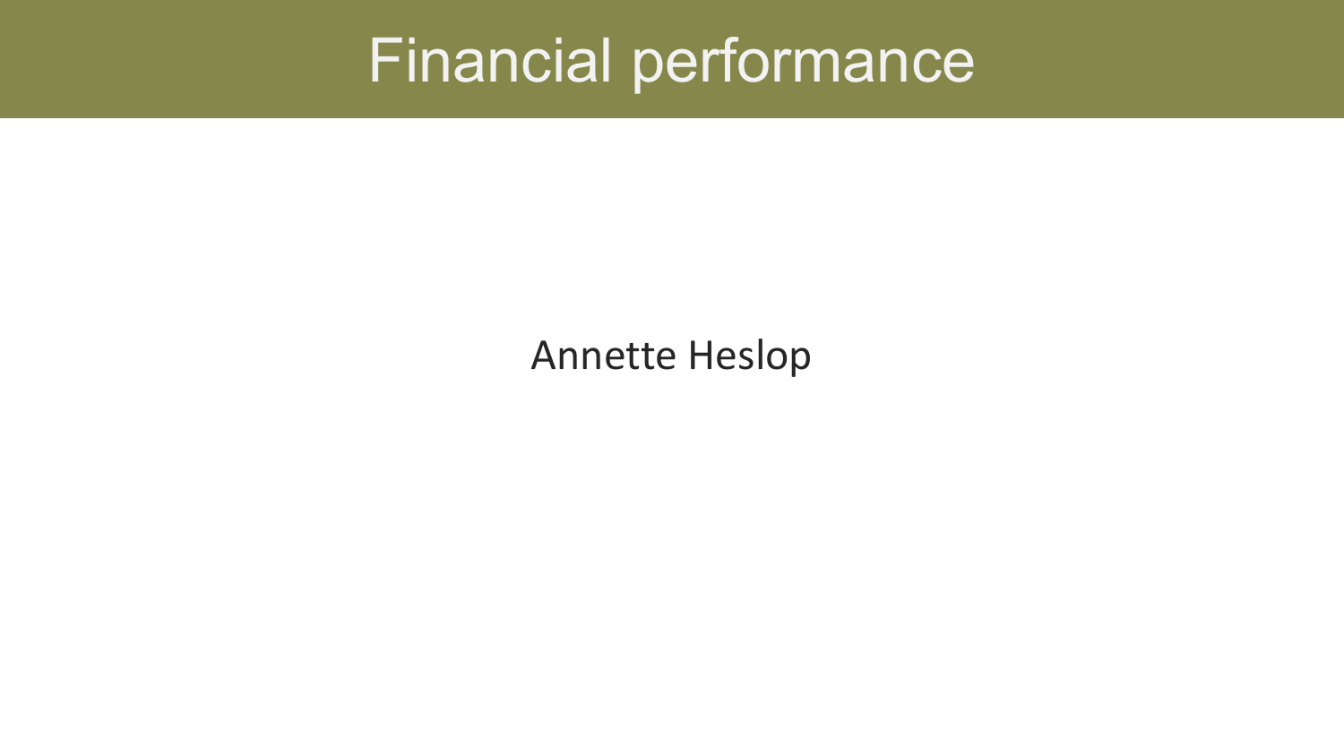# Financial performance

Annette Heslop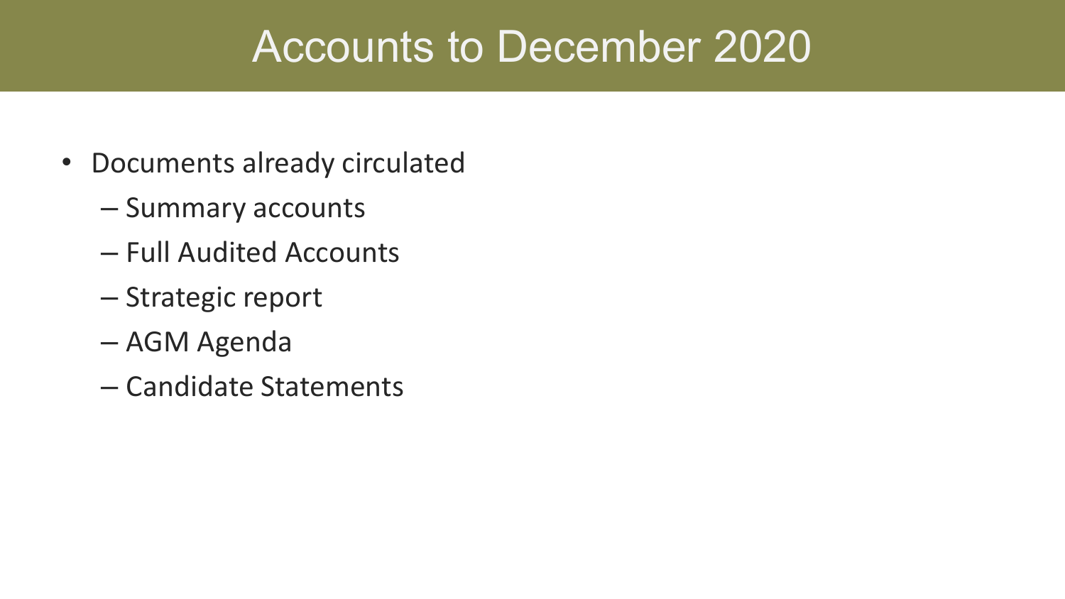# Accounts to December 2020

- Documents already circulated
  - Summary accounts
  - Full Audited Accounts
  - Strategic report
  - AGM Agenda
  - Candidate Statements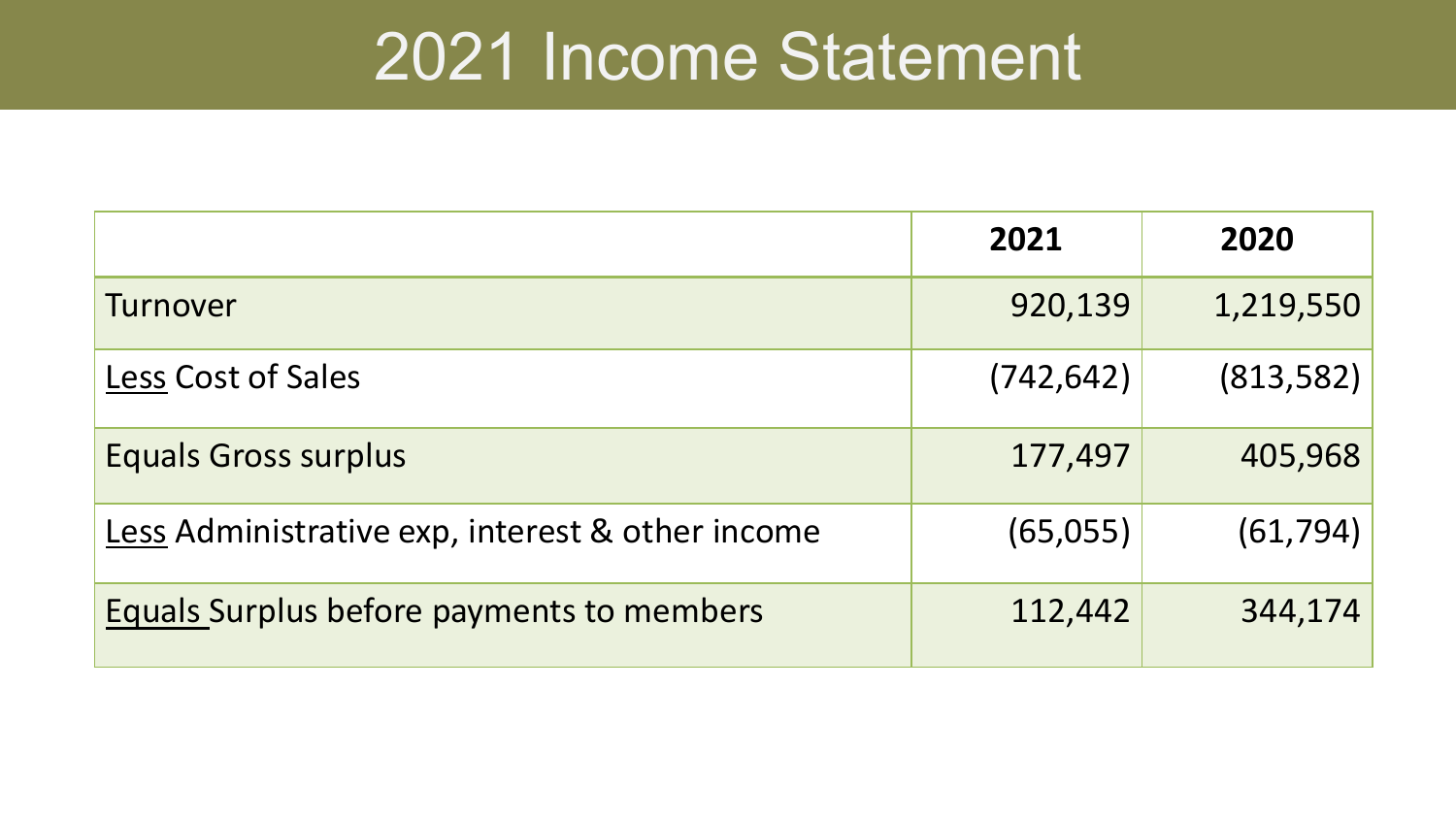# 2021 Income Statement

| | 2021 | 2020 |
|---|---|---|
| Turnover | 920,139 | 1,219,550 |
| Less Cost of Sales | (742,642) | (813,582) |
| Equals Gross surplus | 177,497 | 405,968 |
| Less Administrative exp, interest & other income | (65,055) | (61,794) |
| Equals Surplus before payments to members | 112,442 | 344,174 |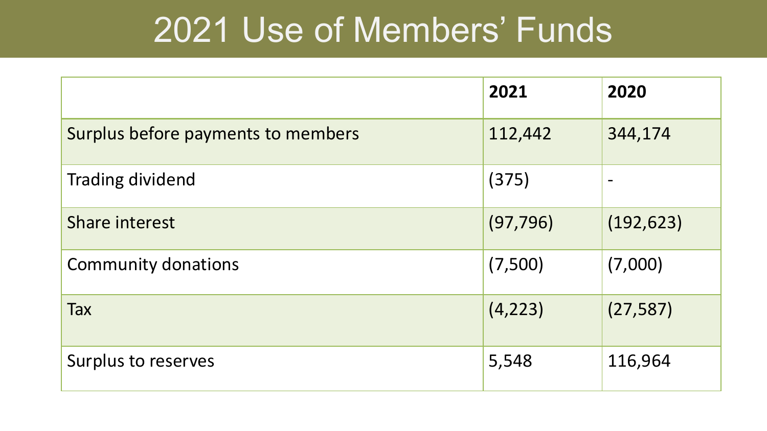# 2021 Use of Members' Funds

| | 2021 | 2020 |
|---|---|---|
| Surplus before payments to members | 112,442 | 344,174 |
| Trading dividend | (375) | - |
| Share interest | (97,796) | (192,623) |
| Community donations | (7,500) | (7,000) |
| Tax | (4,223) | (27,587) |
| Surplus to reserves | 5,548 | 116,964 |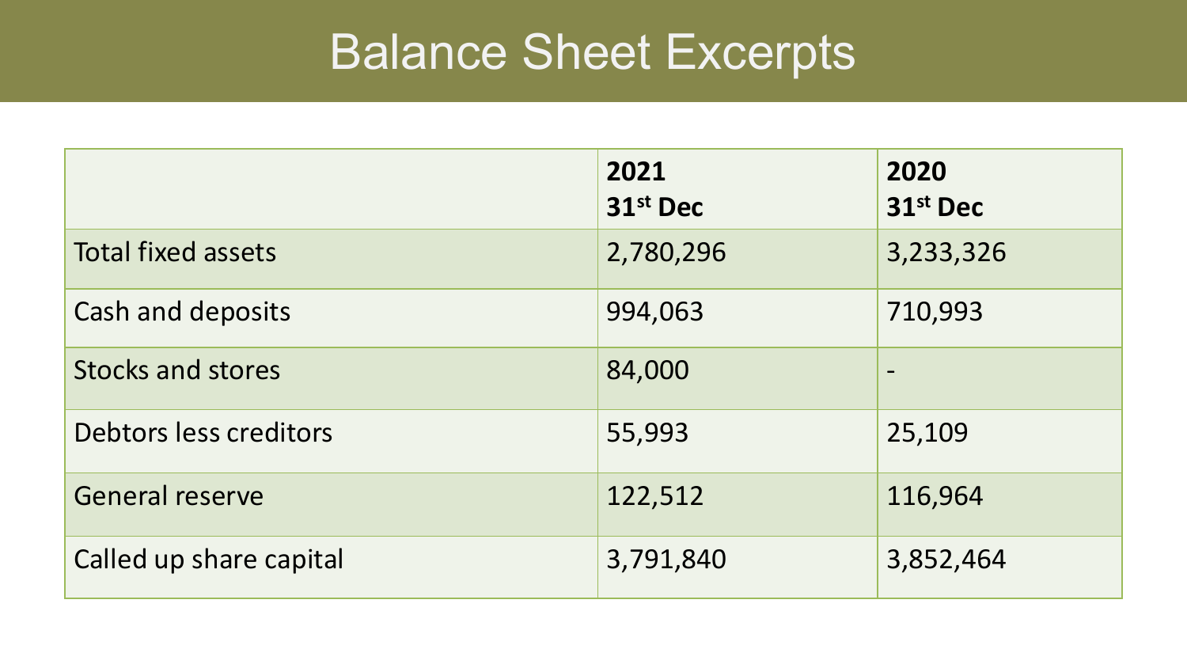# Balance Sheet Excerpts

| | 2021 31st Dec | 2020 31st Dec |
|---|---|---|
| Total fixed assets | 2,780,296 | 3,233,326 |
| Cash and deposits | 994,063 | 710,993 |
| Stocks and stores | 84,000 | - |
| Debtors less creditors | 55,993 | 25,109 |
| General reserve | 122,512 | 116,964 |
| Called up share capital | 3,791,840 | 3,852,464 |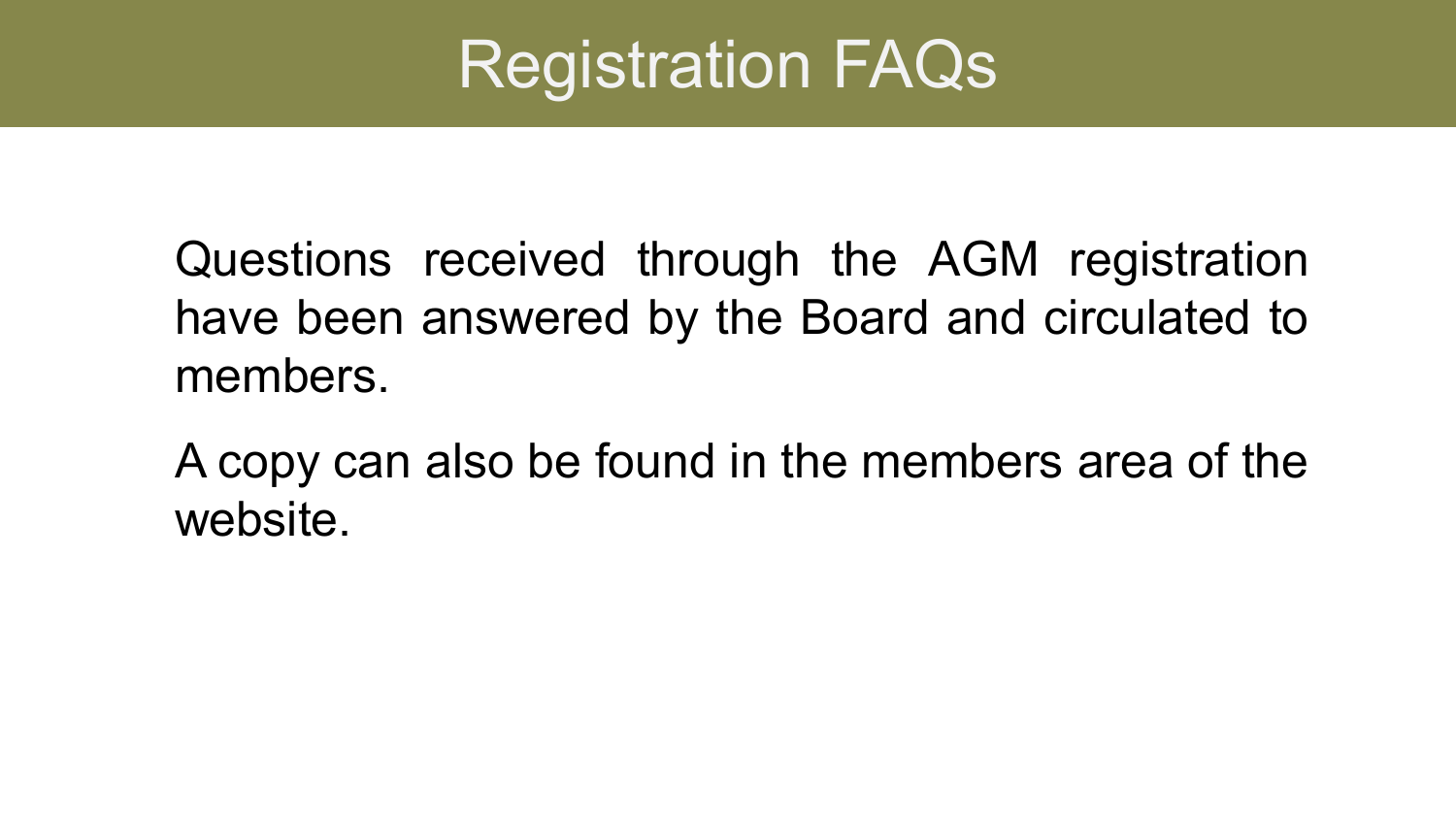# Registration FAQs

Questions received through the AGM registration have been answered by the Board and circulated to members.

A copy can also be found in the members area of the website.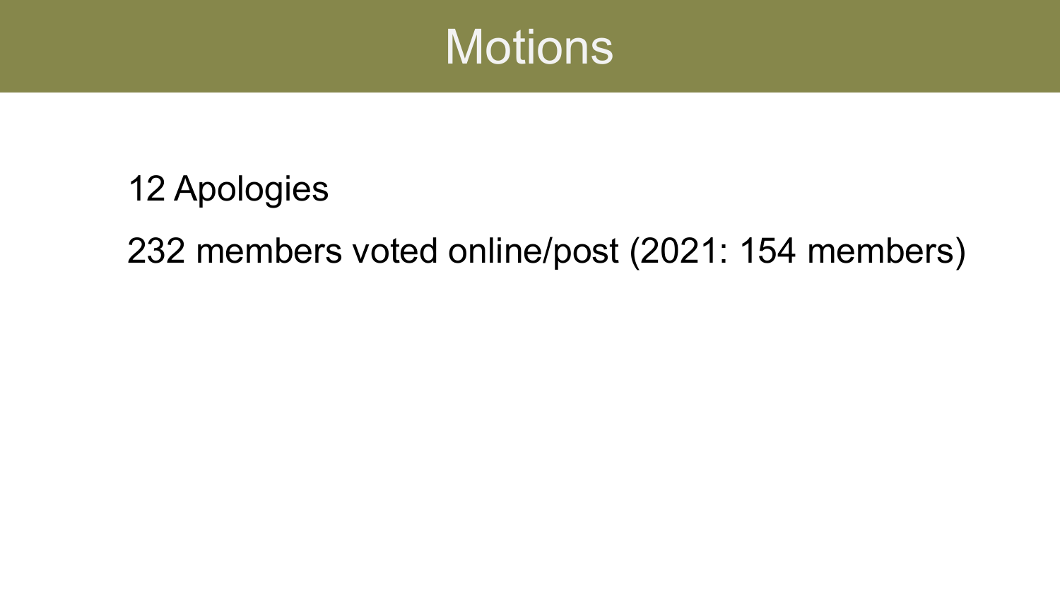# Motions

12 Apologies

232 members voted online/post (2021: 154 members)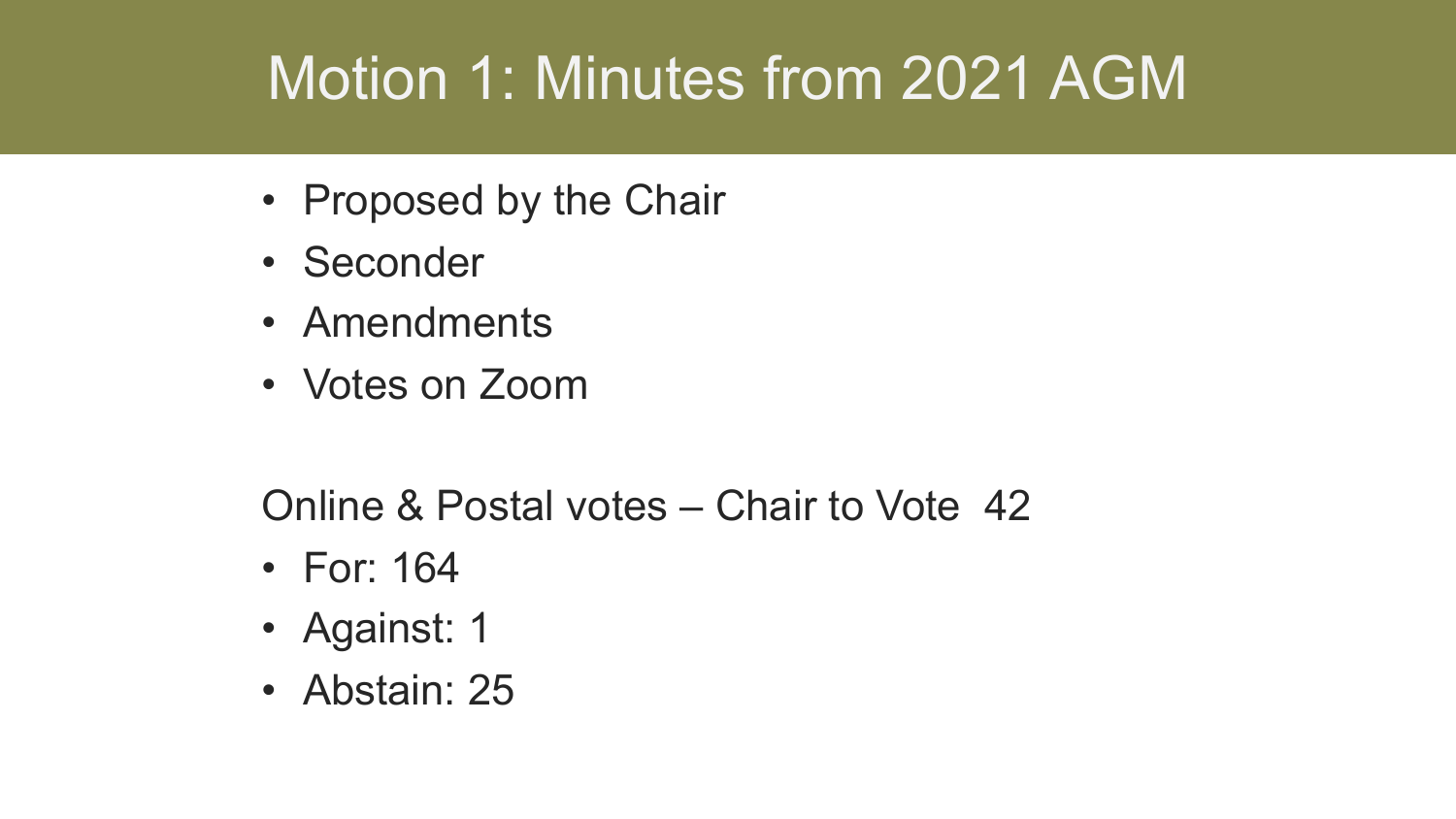# Motion 1: Minutes from 2021 AGM

- Proposed by the Chair
- Seconder
- Amendments
- Votes on Zoom

Online & Postal votes – Chair to Vote 42

- For: 164
- Against: 1
- Abstain: 25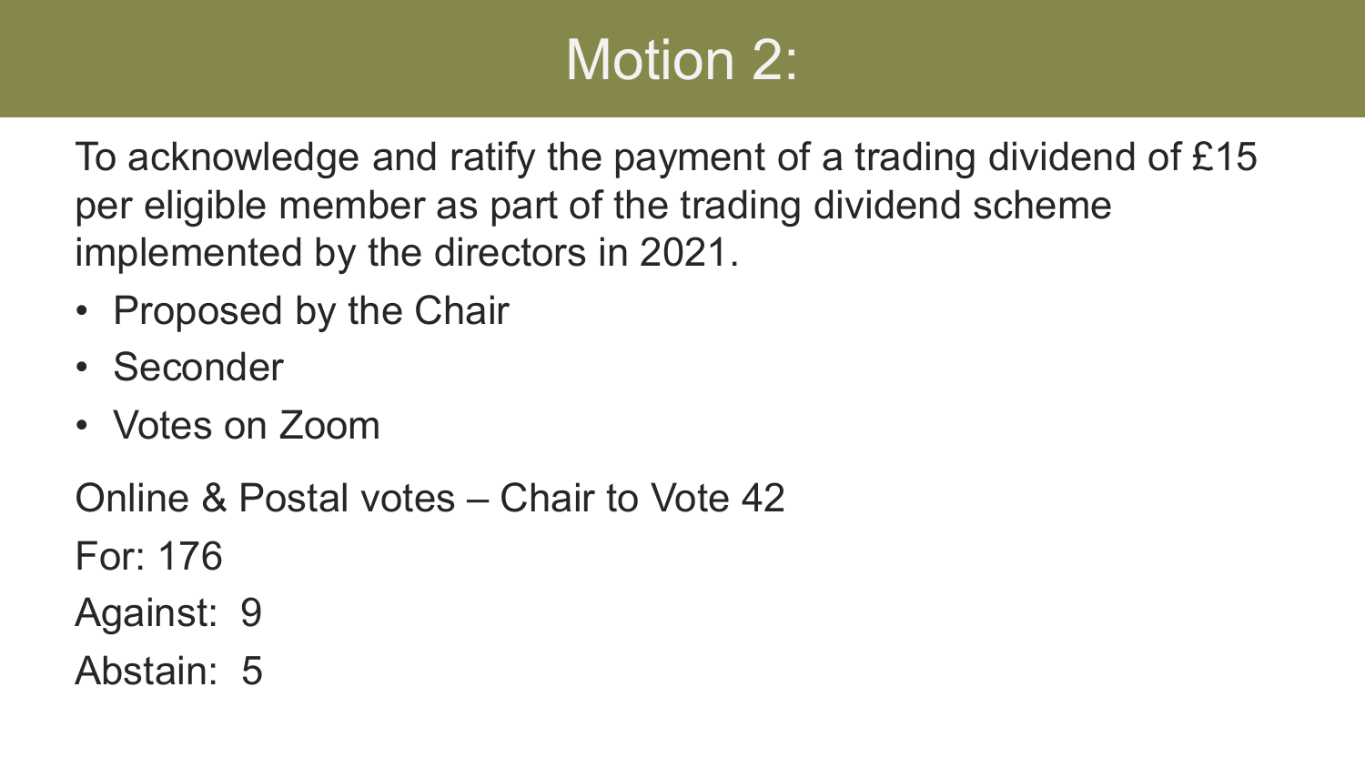# Motion 2:

To acknowledge and ratify the payment of a trading dividend of £15 per eligible member as part of the trading dividend scheme implemented by the directors in 2021.

- Proposed by the Chair
- Seconder
- Votes on Zoom

Online & Postal votes – Chair to Vote 42

For: 176

Against: 9

Abstain: 5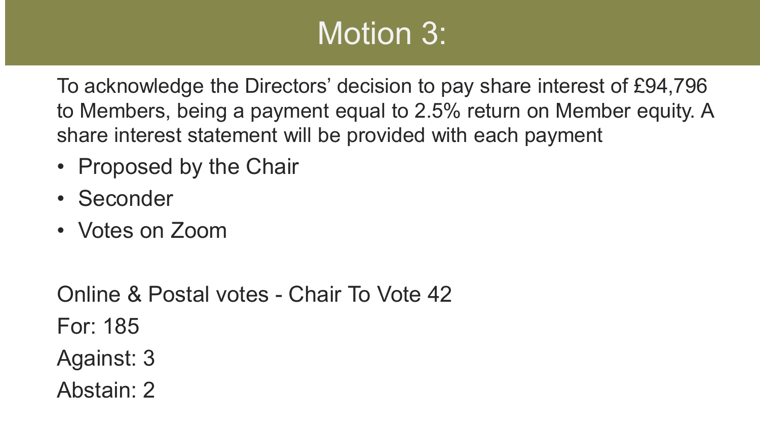# Motion 3:

To acknowledge the Directors' decision to pay share interest of £94,796 to Members, being a payment equal to 2.5% return on Member equity. A share interest statement will be provided with each payment

- Proposed by the Chair
- Seconder
- Votes on Zoom

Online & Postal votes - Chair To Vote 42

For: 185

Against: 3

Abstain: 2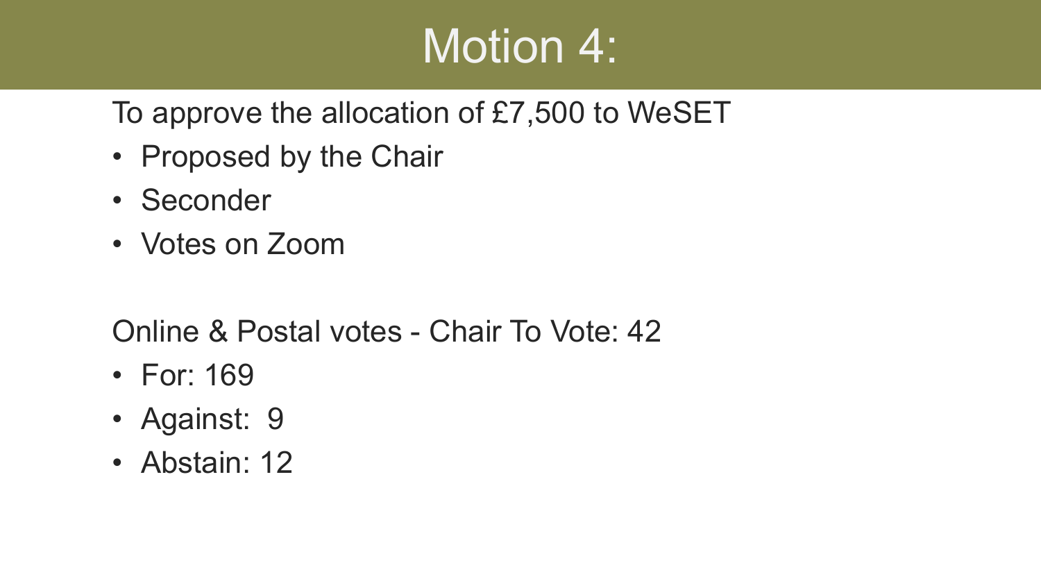# Motion 4:

To approve the allocation of £7,500 to WeSET

- Proposed by the Chair
- Seconder
- Votes on Zoom

Online & Postal votes - Chair To Vote: 42

- For: 169
- Against: 9
- Abstain: 12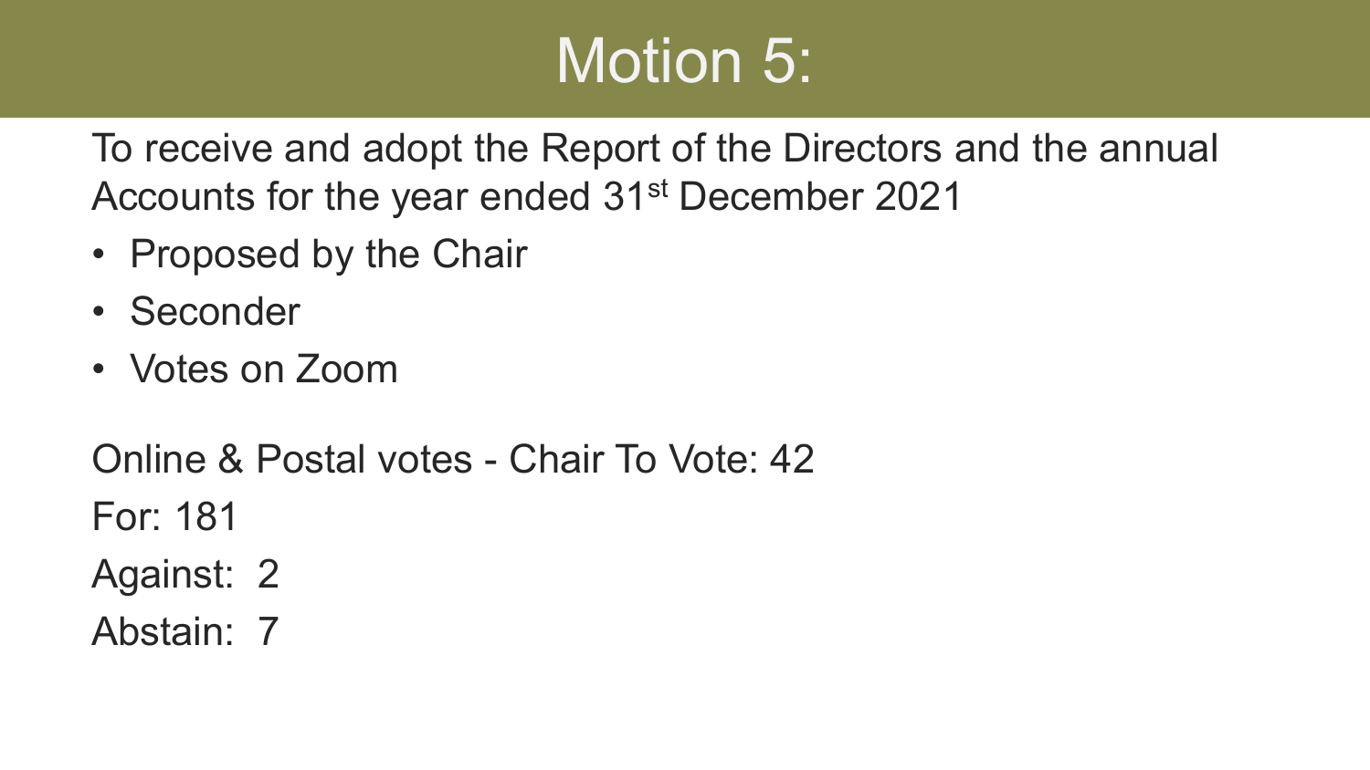# Motion 5:

To receive and adopt the Report of the Directors and the annual Accounts for the year ended 31st December 2021

- Proposed by the Chair
- Seconder
- Votes on Zoom

Online & Postal votes - Chair To Vote: 42

For: 181

Against: 2

Abstain: 7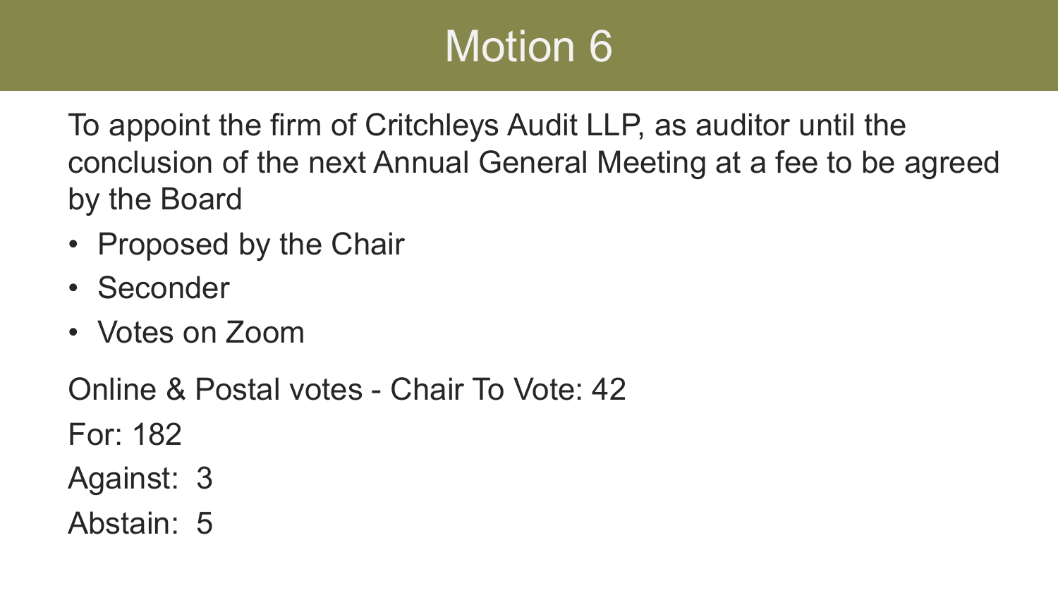# Motion 6

To appoint the firm of Critchleys Audit LLP, as auditor until the conclusion of the next Annual General Meeting at a fee to be agreed by the Board

- Proposed by the Chair
- Seconder
- Votes on Zoom

Online & Postal votes - Chair To Vote: 42

For: 182

Against: 3

Abstain: 5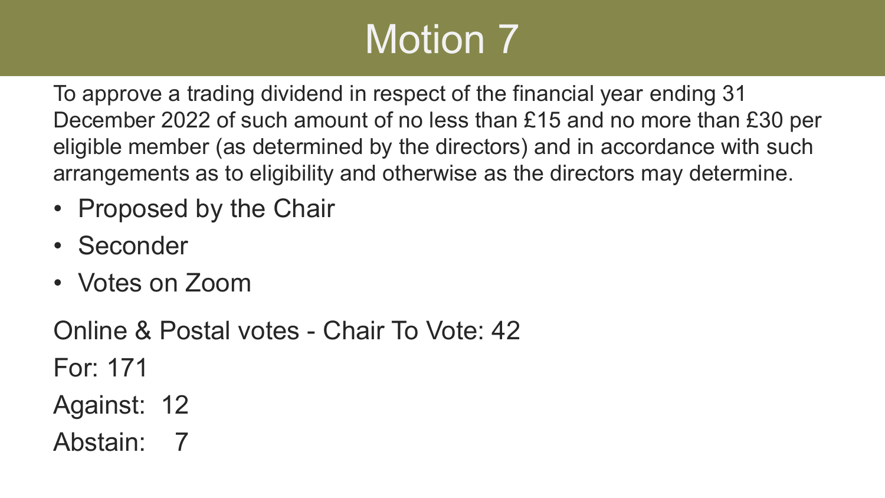# Motion 7

To approve a trading dividend in respect of the financial year ending 31 December 2022 of such amount of no less than £15 and no more than £30 per eligible member (as determined by the directors) and in accordance with such arrangements as to eligibility and otherwise as the directors may determine.

- Proposed by the Chair
- Seconder
- Votes on Zoom

Online & Postal votes - Chair To Vote: 42

For: 171

Against: 12

Abstain: 7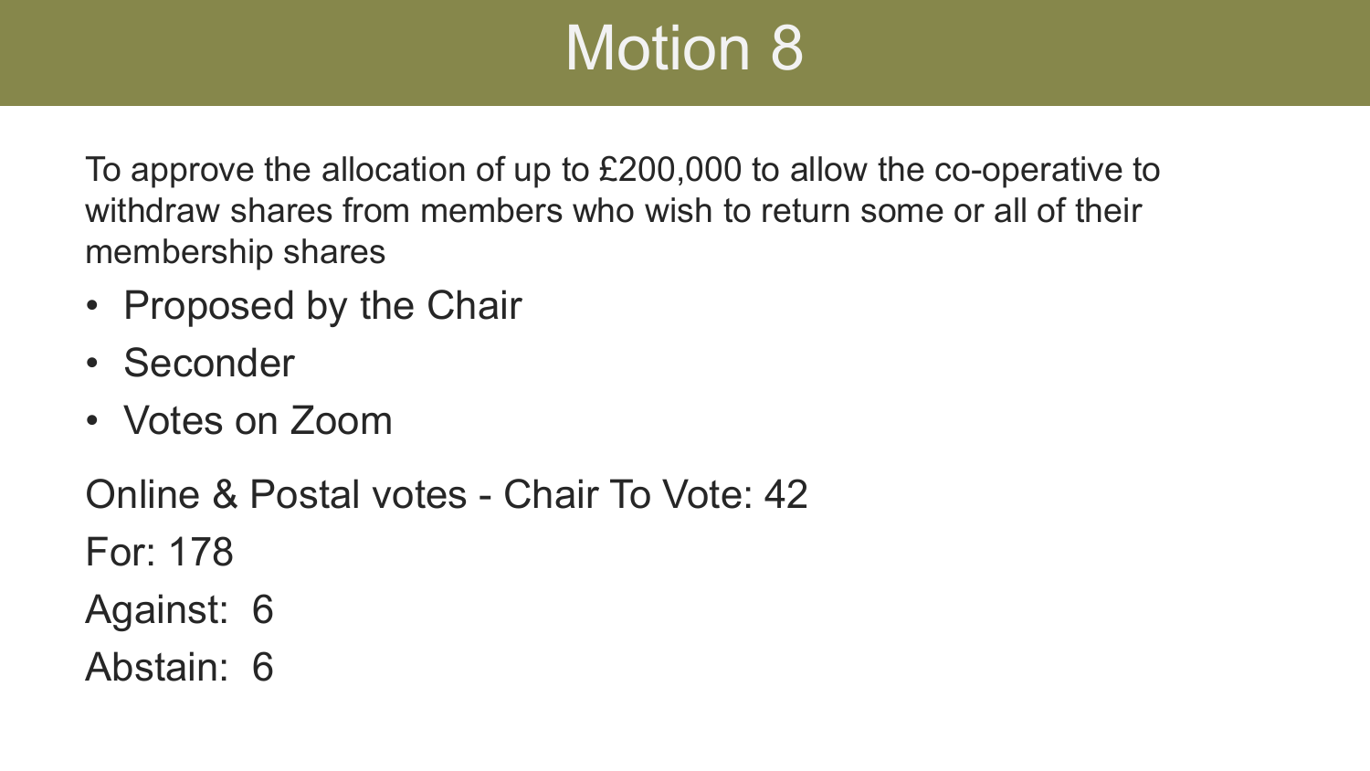# Motion 8

To approve the allocation of up to £200,000 to allow the co-operative to withdraw shares from members who wish to return some or all of their membership shares

- Proposed by the Chair
- Seconder
- Votes on Zoom

Online & Postal votes - Chair To Vote: 42

For: 178

Against: 6

Abstain: 6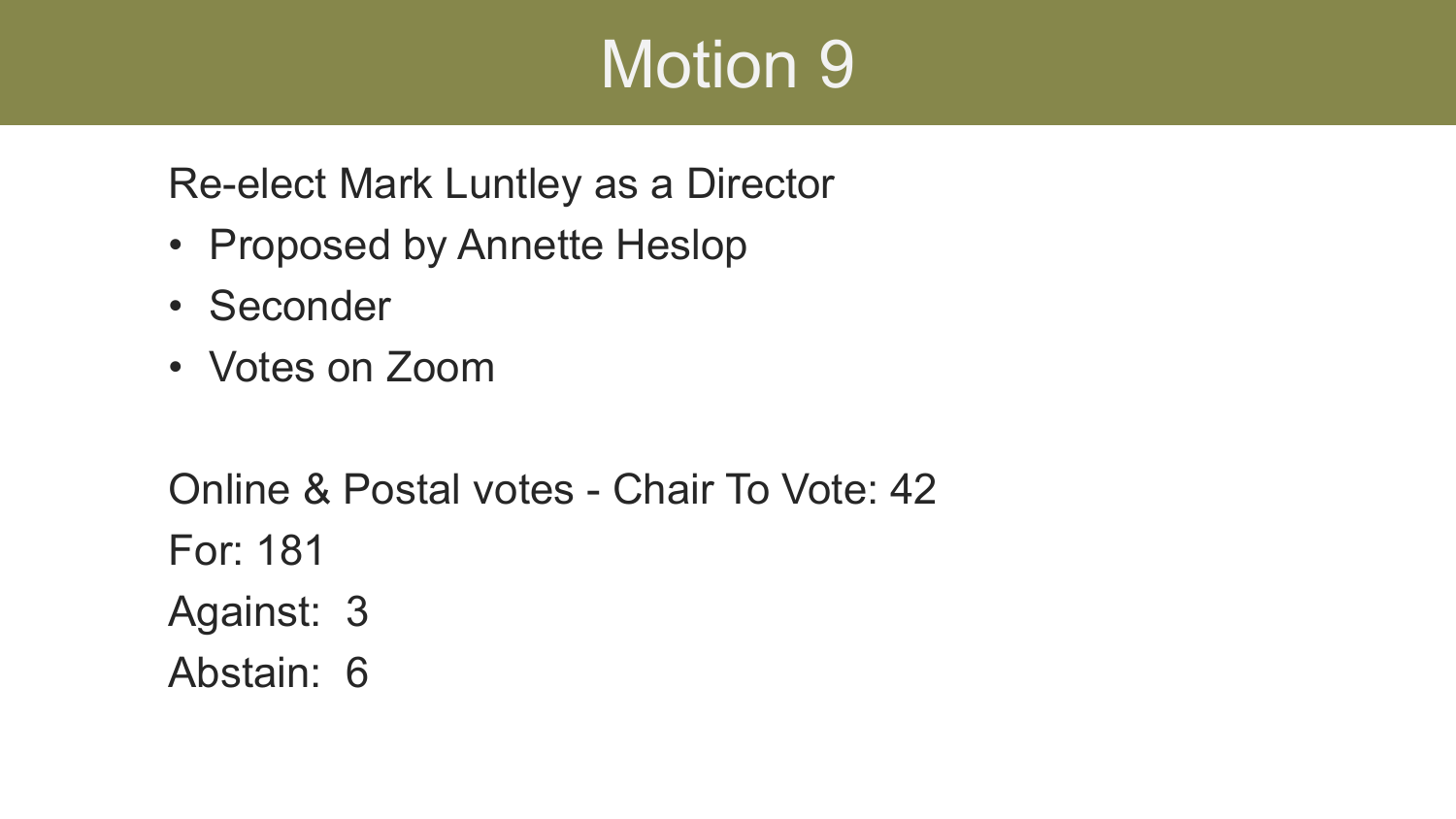# Motion 9

Re-elect Mark Luntley as a Director

- Proposed by Annette Heslop
- Seconder
- Votes on Zoom

Online & Postal votes - Chair To Vote: 42

For: 181

Against: 3

Abstain: 6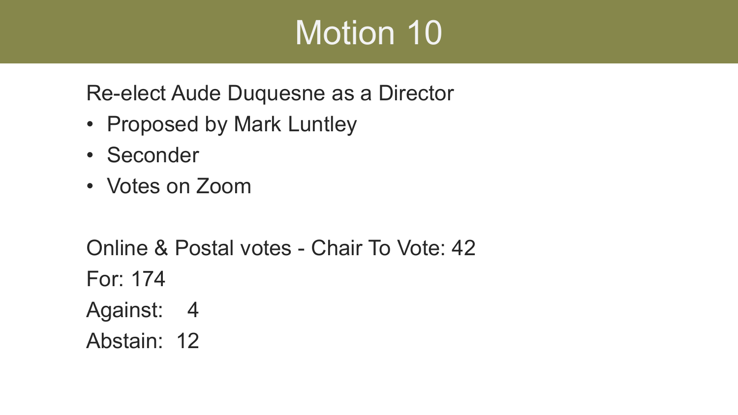# Motion 10

Re-elect Aude Duquesne as a Director

- Proposed by Mark Luntley
- Seconder
- Votes on Zoom

Online & Postal votes - Chair To Vote: 42

For: 174

Against: 4

Abstain: 12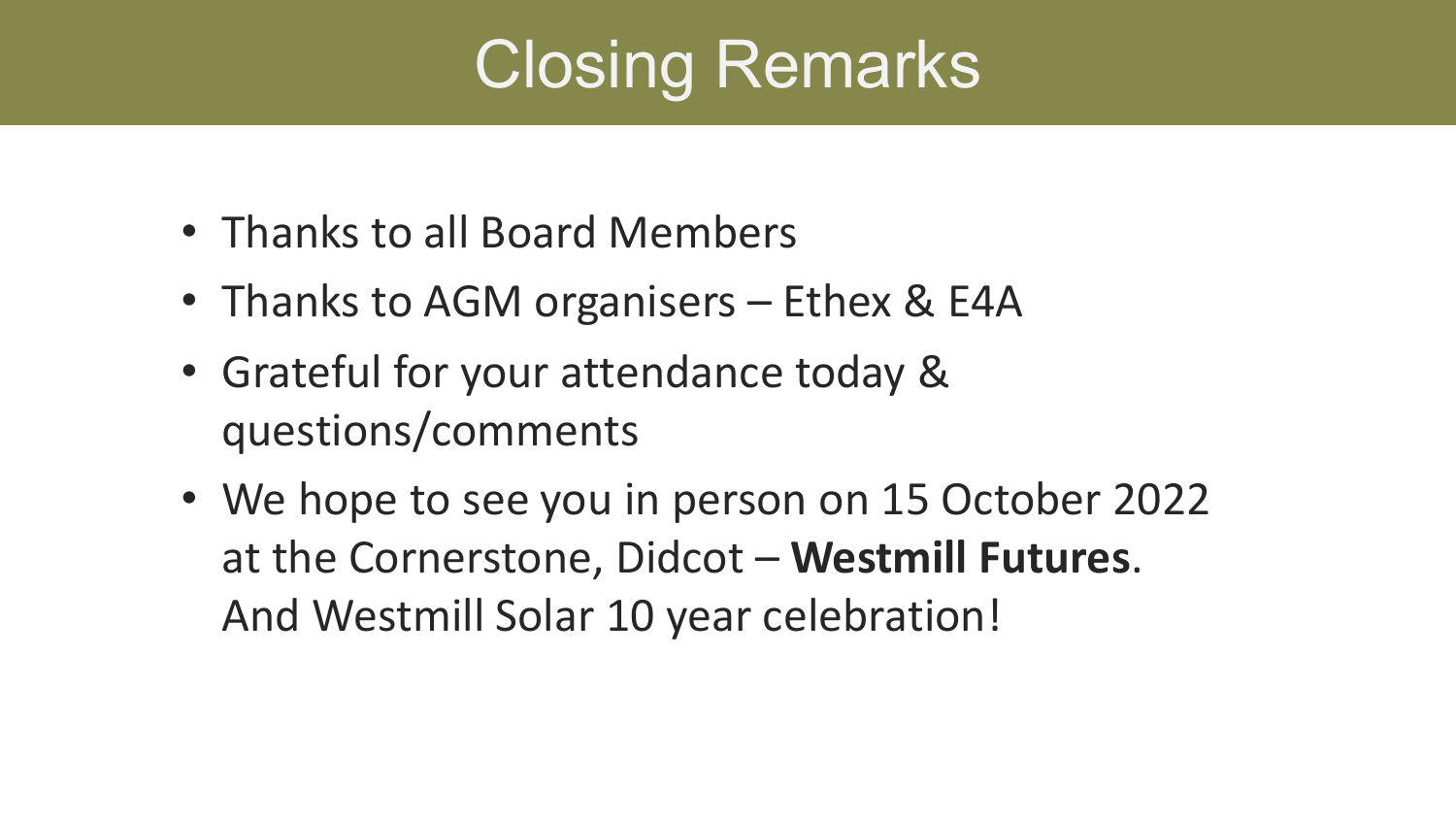# Closing Remarks

- Thanks to all Board Members
- Thanks to AGM organisers – Ethex & E4A
- Grateful for your attendance today & questions/comments
- We hope to see you in person on 15 October 2022 at the Cornerstone, Didcot – **Westmill Futures**. And Westmill Solar 10 year celebration!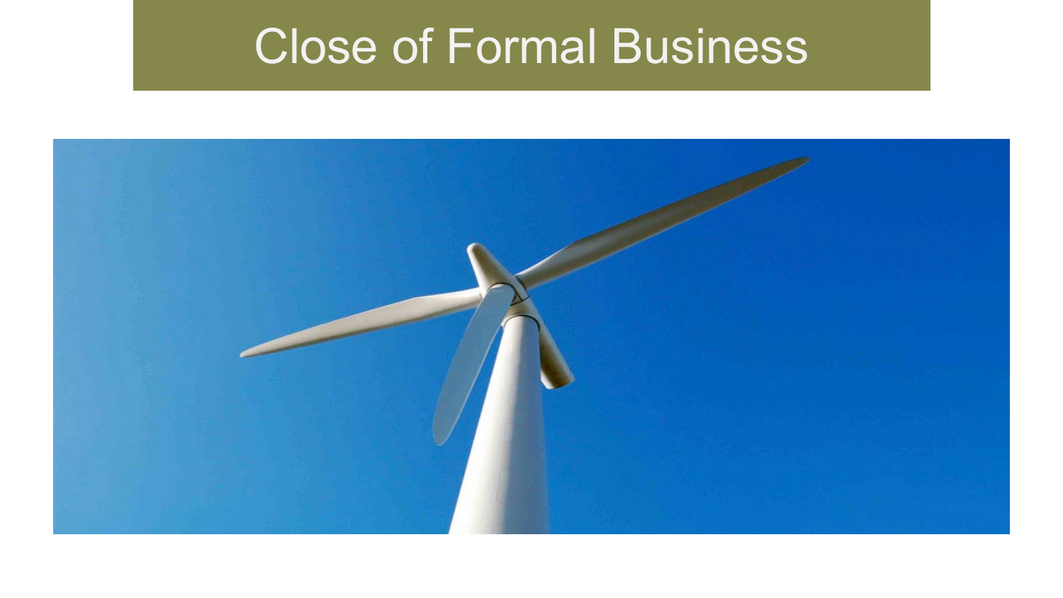# Close of Formal Business